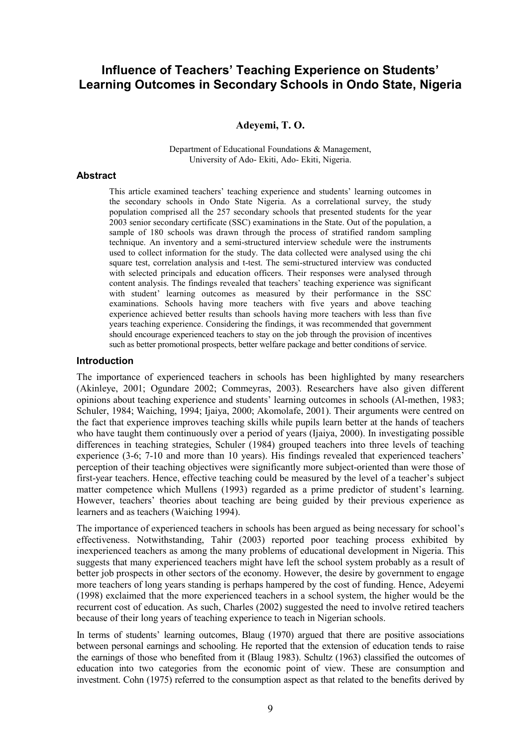# Influence of Teachers' Teaching Experience on Students' Learning Outcomes in Secondary Schools in Ondo State, Nigeria

**Adeyemi, T. O.**

Department of Educational Foundations & Management,
University of Ado- Ekiti, Ado- Ekiti, Nigeria.

## Abstract

This article examined teachers' teaching experience and students' learning outcomes in the secondary schools in Ondo State Nigeria. As a correlational survey, the study population comprised all the 257 secondary schools that presented students for the year 2003 senior secondary certificate (SSC) examinations in the State. Out of the population, a sample of 180 schools was drawn through the process of stratified random sampling technique. An inventory and a semi-structured interview schedule were the instruments used to collect information for the study. The data collected were analysed using the chi square test, correlation analysis and t-test. The semi-structured interview was conducted with selected principals and education officers. Their responses were analysed through content analysis. The findings revealed that teachers' teaching experience was significant with student' learning outcomes as measured by their performance in the SSC examinations. Schools having more teachers with five years and above teaching experience achieved better results than schools having more teachers with less than five years teaching experience. Considering the findings, it was recommended that government should encourage experienced teachers to stay on the job through the provision of incentives such as better promotional prospects, better welfare package and better conditions of service.

## Introduction

The importance of experienced teachers in schools has been highlighted by many researchers (Akinleye, 2001; Ogundare 2002; Commeyras, 2003). Researchers have also given different opinions about teaching experience and students' learning outcomes in schools (Al-methen, 1983; Schuler, 1984; Waiching, 1994; Ijaiya, 2000; Akomolafe, 2001). Their arguments were centred on the fact that experience improves teaching skills while pupils learn better at the hands of teachers who have taught them continuously over a period of years (Ijaiya, 2000). In investigating possible differences in teaching strategies, Schuler (1984) grouped teachers into three levels of teaching experience (3-6; 7-10 and more than 10 years). His findings revealed that experienced teachers' perception of their teaching objectives were significantly more subject-oriented than were those of first-year teachers. Hence, effective teaching could be measured by the level of a teacher's subject matter competence which Mullens (1993) regarded as a prime predictor of student's learning. However, teachers' theories about teaching are being guided by their previous experience as learners and as teachers (Waiching 1994).

The importance of experienced teachers in schools has been argued as being necessary for school's effectiveness. Notwithstanding, Tahir (2003) reported poor teaching process exhibited by inexperienced teachers as among the many problems of educational development in Nigeria. This suggests that many experienced teachers might have left the school system probably as a result of better job prospects in other sectors of the economy. However, the desire by government to engage more teachers of long years standing is perhaps hampered by the cost of funding. Hence, Adeyemi (1998) exclaimed that the more experienced teachers in a school system, the higher would be the recurrent cost of education. As such, Charles (2002) suggested the need to involve retired teachers because of their long years of teaching experience to teach in Nigerian schools.

In terms of students' learning outcomes, Blaug (1970) argued that there are positive associations between personal earnings and schooling. He reported that the extension of education tends to raise the earnings of those who benefited from it (Blaug 1983). Schultz (1963) classified the outcomes of education into two categories from the economic point of view. These are consumption and investment. Cohn (1975) referred to the consumption aspect as that related to the benefits derived by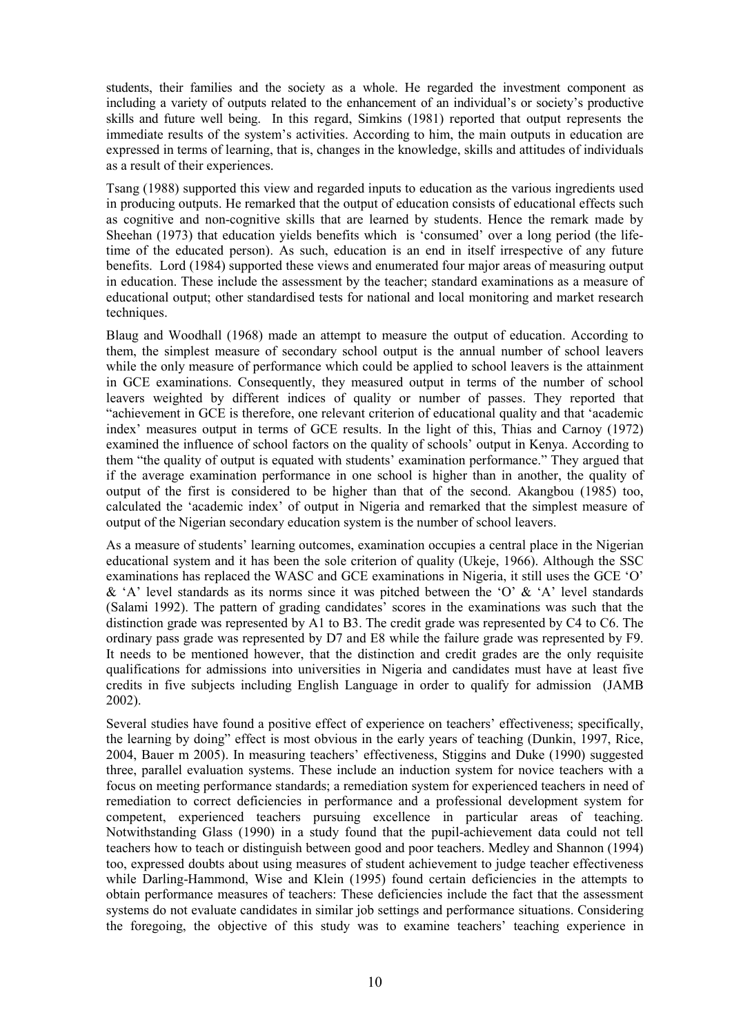students, their families and the society as a whole. He regarded the investment component as including a variety of outputs related to the enhancement of an individual's or society's productive skills and future well being. In this regard, Simkins (1981) reported that output represents the immediate results of the system's activities. According to him, the main outputs in education are expressed in terms of learning, that is, changes in the knowledge, skills and attitudes of individuals as a result of their experiences.

Tsang (1988) supported this view and regarded inputs to education as the various ingredients used in producing outputs. He remarked that the output of education consists of educational effects such as cognitive and non-cognitive skills that are learned by students. Hence the remark made by Sheehan (1973) that education yields benefits which is 'consumed' over a long period (the life-time of the educated person). As such, education is an end in itself irrespective of any future benefits. Lord (1984) supported these views and enumerated four major areas of measuring output in education. These include the assessment by the teacher; standard examinations as a measure of educational output; other standardised tests for national and local monitoring and market research techniques.

Blaug and Woodhall (1968) made an attempt to measure the output of education. According to them, the simplest measure of secondary school output is the annual number of school leavers while the only measure of performance which could be applied to school leavers is the attainment in GCE examinations. Consequently, they measured output in terms of the number of school leavers weighted by different indices of quality or number of passes. They reported that "achievement in GCE is therefore, one relevant criterion of educational quality and that 'academic index' measures output in terms of GCE results. In the light of this, Thias and Carnoy (1972) examined the influence of school factors on the quality of schools' output in Kenya. According to them "the quality of output is equated with students' examination performance." They argued that if the average examination performance in one school is higher than in another, the quality of output of the first is considered to be higher than that of the second. Akangbou (1985) too, calculated the 'academic index' of output in Nigeria and remarked that the simplest measure of output of the Nigerian secondary education system is the number of school leavers.

As a measure of students' learning outcomes, examination occupies a central place in the Nigerian educational system and it has been the sole criterion of quality (Ukeje, 1966). Although the SSC examinations has replaced the WASC and GCE examinations in Nigeria, it still uses the GCE 'O' & 'A' level standards as its norms since it was pitched between the 'O' & 'A' level standards (Salami 1992). The pattern of grading candidates' scores in the examinations was such that the distinction grade was represented by A1 to B3. The credit grade was represented by C4 to C6. The ordinary pass grade was represented by D7 and E8 while the failure grade was represented by F9. It needs to be mentioned however, that the distinction and credit grades are the only requisite qualifications for admissions into universities in Nigeria and candidates must have at least five credits in five subjects including English Language in order to qualify for admission (JAMB 2002).

Several studies have found a positive effect of experience on teachers' effectiveness; specifically, the learning by doing" effect is most obvious in the early years of teaching (Dunkin, 1997, Rice, 2004, Bauer m 2005). In measuring teachers' effectiveness, Stiggins and Duke (1990) suggested three, parallel evaluation systems. These include an induction system for novice teachers with a focus on meeting performance standards; a remediation system for experienced teachers in need of remediation to correct deficiencies in performance and a professional development system for competent, experienced teachers pursuing excellence in particular areas of teaching. Notwithstanding Glass (1990) in a study found that the pupil-achievement data could not tell teachers how to teach or distinguish between good and poor teachers. Medley and Shannon (1994) too, expressed doubts about using measures of student achievement to judge teacher effectiveness while Darling-Hammond, Wise and Klein (1995) found certain deficiencies in the attempts to obtain performance measures of teachers: These deficiencies include the fact that the assessment systems do not evaluate candidates in similar job settings and performance situations. Considering the foregoing, the objective of this study was to examine teachers' teaching experience in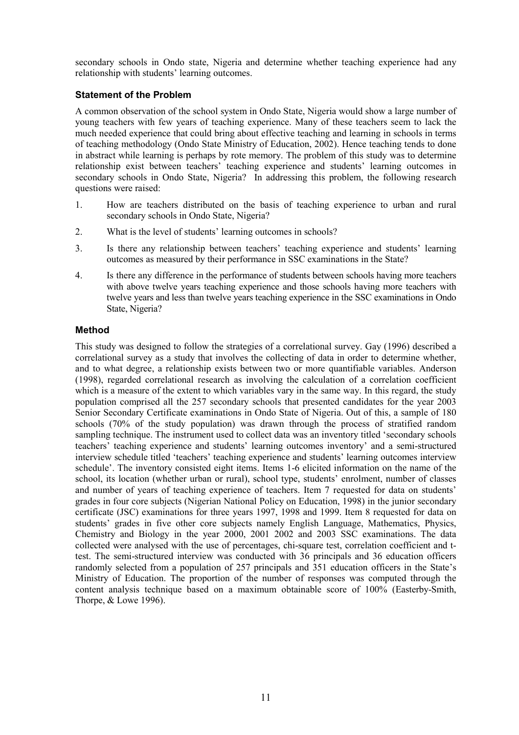secondary schools in Ondo state, Nigeria and determine whether teaching experience had any relationship with students' learning outcomes.

### Statement of the Problem

A common observation of the school system in Ondo State, Nigeria would show a large number of young teachers with few years of teaching experience. Many of these teachers seem to lack the much needed experience that could bring about effective teaching and learning in schools in terms of teaching methodology (Ondo State Ministry of Education, 2002). Hence teaching tends to done in abstract while learning is perhaps by rote memory. The problem of this study was to determine relationship exist between teachers' teaching experience and students' learning outcomes in secondary schools in Ondo State, Nigeria? In addressing this problem, the following research questions were raised:

1. How are teachers distributed on the basis of teaching experience to urban and rural secondary schools in Ondo State, Nigeria?
2. What is the level of students' learning outcomes in schools?
3. Is there any relationship between teachers' teaching experience and students' learning outcomes as measured by their performance in SSC examinations in the State?
4. Is there any difference in the performance of students between schools having more teachers with above twelve years teaching experience and those schools having more teachers with twelve years and less than twelve years teaching experience in the SSC examinations in Ondo State, Nigeria?

### Method

This study was designed to follow the strategies of a correlational survey. Gay (1996) described a correlational survey as a study that involves the collecting of data in order to determine whether, and to what degree, a relationship exists between two or more quantifiable variables. Anderson (1998), regarded correlational research as involving the calculation of a correlation coefficient which is a measure of the extent to which variables vary in the same way. In this regard, the study population comprised all the 257 secondary schools that presented candidates for the year 2003 Senior Secondary Certificate examinations in Ondo State of Nigeria. Out of this, a sample of 180 schools (70% of the study population) was drawn through the process of stratified random sampling technique. The instrument used to collect data was an inventory titled 'secondary schools teachers' teaching experience and students' learning outcomes inventory' and a semi-structured interview schedule titled 'teachers' teaching experience and students' learning outcomes interview schedule'. The inventory consisted eight items. Items 1-6 elicited information on the name of the school, its location (whether urban or rural), school type, students' enrolment, number of classes and number of years of teaching experience of teachers. Item 7 requested for data on students' grades in four core subjects (Nigerian National Policy on Education, 1998) in the junior secondary certificate (JSC) examinations for three years 1997, 1998 and 1999. Item 8 requested for data on students' grades in five other core subjects namely English Language, Mathematics, Physics, Chemistry and Biology in the year 2000, 2001 2002 and 2003 SSC examinations. The data collected were analysed with the use of percentages, chi-square test, correlation coefficient and t-test. The semi-structured interview was conducted with 36 principals and 36 education officers randomly selected from a population of 257 principals and 351 education officers in the State's Ministry of Education. The proportion of the number of responses was computed through the content analysis technique based on a maximum obtainable score of 100% (Easterby-Smith, Thorpe, & Lowe 1996).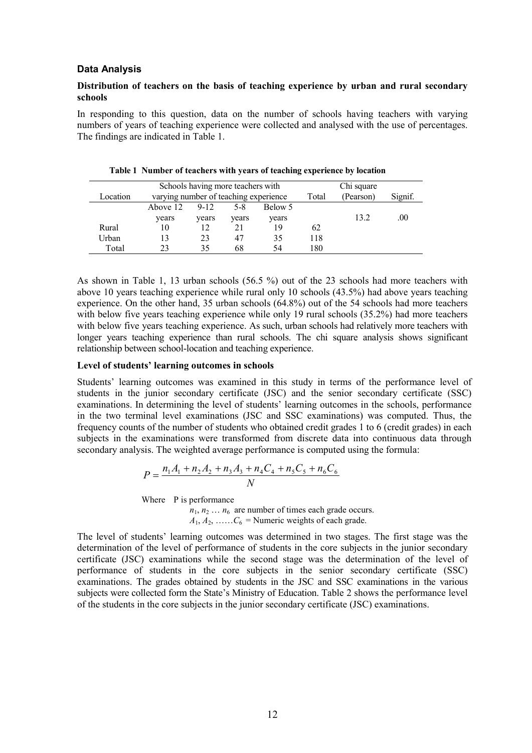## Data Analysis

### Distribution of teachers on the basis of teaching experience by urban and rural secondary schools

In responding to this question, data on the number of schools having teachers with varying numbers of years of teaching experience were collected and analysed with the use of percentages. The findings are indicated in Table 1.

**Table 1 Number of teachers with years of teaching experience by location**

| Location | Schools having more teachers with varying number of teaching experience | | | | Total | Chi square (Pearson) | Signif. |
|---|---|---|---|---|---|---|---|
| | Above 12 years | 9-12 years | 5-8 years | Below 5 years | | 13.2 | .00 |
| Rural | 10 | 12 | 21 | 19 | 62 | | |
| Urban | 13 | 23 | 47 | 35 | 118 | | |
| Total | 23 | 35 | 68 | 54 | 180 | | |

As shown in Table 1, 13 urban schools (56.5 %) out of the 23 schools had more teachers with above 10 years teaching experience while rural only 10 schools (43.5%) had above years teaching experience. On the other hand, 35 urban schools (64.8%) out of the 54 schools had more teachers with below five years teaching experience while only 19 rural schools (35.2%) had more teachers with below five years teaching experience. As such, urban schools had relatively more teachers with longer years teaching experience than rural schools. The chi square analysis shows significant relationship between school-location and teaching experience.

### Level of students' learning outcomes in schools

Students' learning outcomes was examined in this study in terms of the performance level of students in the junior secondary certificate (JSC) and the senior secondary certificate (SSC) examinations. In determining the level of students' learning outcomes in the schools, performance in the two terminal level examinations (JSC and SSC examinations) was computed. Thus, the frequency counts of the number of students who obtained credit grades 1 to 6 (credit grades) in each subjects in the examinations were transformed from discrete data into continuous data through secondary analysis. The weighted average performance is computed using the formula:

$$P = \frac{n_1 A_1 + n_2 A_2 + n_3 A_3 + n_4 C_4 + n_5 C_5 + n_6 C_6}{N}$$

Where P is performance

$n_1, n_2 \ldots n_6$ are number of times each grade occurs.

$A_1, A_2, \ldots\ldots C_6$ = Numeric weights of each grade.

The level of students' learning outcomes was determined in two stages. The first stage was the determination of the level of performance of students in the core subjects in the junior secondary certificate (JSC) examinations while the second stage was the determination of the level of performance of students in the core subjects in the senior secondary certificate (SSC) examinations. The grades obtained by students in the JSC and SSC examinations in the various subjects were collected form the State's Ministry of Education. Table 2 shows the performance level of the students in the core subjects in the junior secondary certificate (JSC) examinations.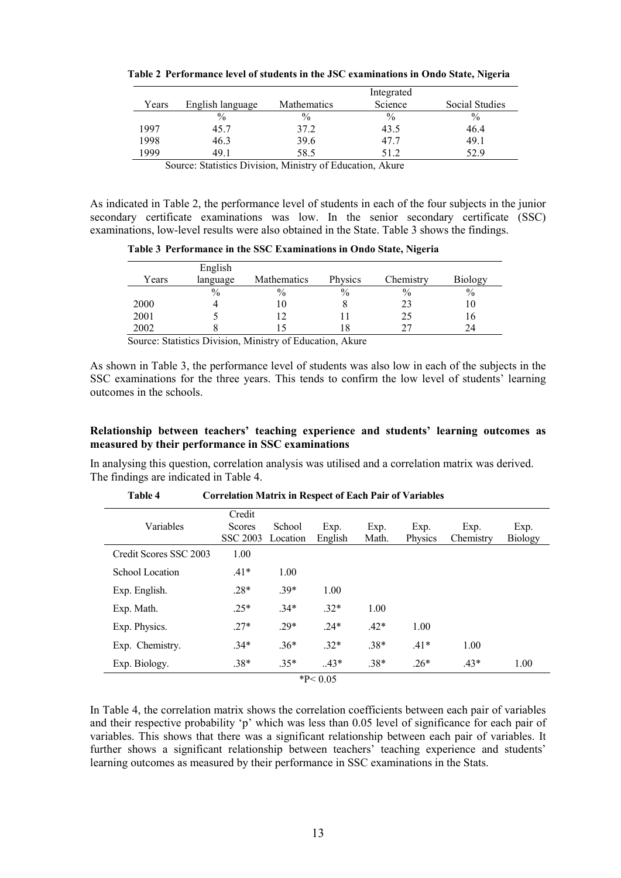**Table 2 Performance level of students in the JSC examinations in Ondo State, Nigeria**

| Years | English language | Mathematics | Integrated Science | Social Studies |
|---|---|---|---|---|
| | % | % | % | % |
| 1997 | 45.7 | 37.2 | 43.5 | 46.4 |
| 1998 | 46.3 | 39.6 | 47.7 | 49.1 |
| 1999 | 49.1 | 58.5 | 51.2 | 52.9 |

Source: Statistics Division, Ministry of Education, Akure

As indicated in Table 2, the performance level of students in each of the four subjects in the junior secondary certificate examinations was low. In the senior secondary certificate (SSC) examinations, low-level results were also obtained in the State. Table 3 shows the findings.

**Table 3 Performance in the SSC Examinations in Ondo State, Nigeria**

| Years | English language | Mathematics | Physics | Chemistry | Biology |
|---|---|---|---|---|---|
| | % | % | % | % | % |
| 2000 | 4 | 10 | 8 | 23 | 10 |
| 2001 | 5 | 12 | 11 | 25 | 16 |
| 2002 | 8 | 15 | 18 | 27 | 24 |

Source: Statistics Division, Ministry of Education, Akure

As shown in Table 3, the performance level of students was also low in each of the subjects in the SSC examinations for the three years. This tends to confirm the low level of students' learning outcomes in the schools.

### Relationship between teachers' teaching experience and students' learning outcomes as measured by their performance in SSC examinations

In analysing this question, correlation analysis was utilised and a correlation matrix was derived. The findings are indicated in Table 4.

**Table 4 Correlation Matrix in Respect of Each Pair of Variables**

| Variables | Credit Scores SSC 2003 | School Location | Exp. English | Exp. Math. | Exp. Physics | Exp. Chemistry | Exp. Biology |
|---|---|---|---|---|---|---|---|
| Credit Scores SSC 2003 | 1.00 | | | | | | |
| School Location | .41* | 1.00 | | | | | |
| Exp. English. | .28* | .39* | 1.00 | | | | |
| Exp. Math. | .25* | .34* | .32* | 1.00 | | | |
| Exp. Physics. | .27* | .29* | .24* | .42* | 1.00 | | |
| Exp. Chemistry. | .34* | .36* | .32* | .38* | .41* | 1.00 | |
| Exp. Biology. | .38* | .35* | ..43* | .38* | .26* | .43* | 1.00 |

*P< 0.05

In Table 4, the correlation matrix shows the correlation coefficients between each pair of variables and their respective probability 'p' which was less than 0.05 level of significance for each pair of variables. This shows that there was a significant relationship between each pair of variables. It further shows a significant relationship between teachers' teaching experience and students' learning outcomes as measured by their performance in SSC examinations in the Stats.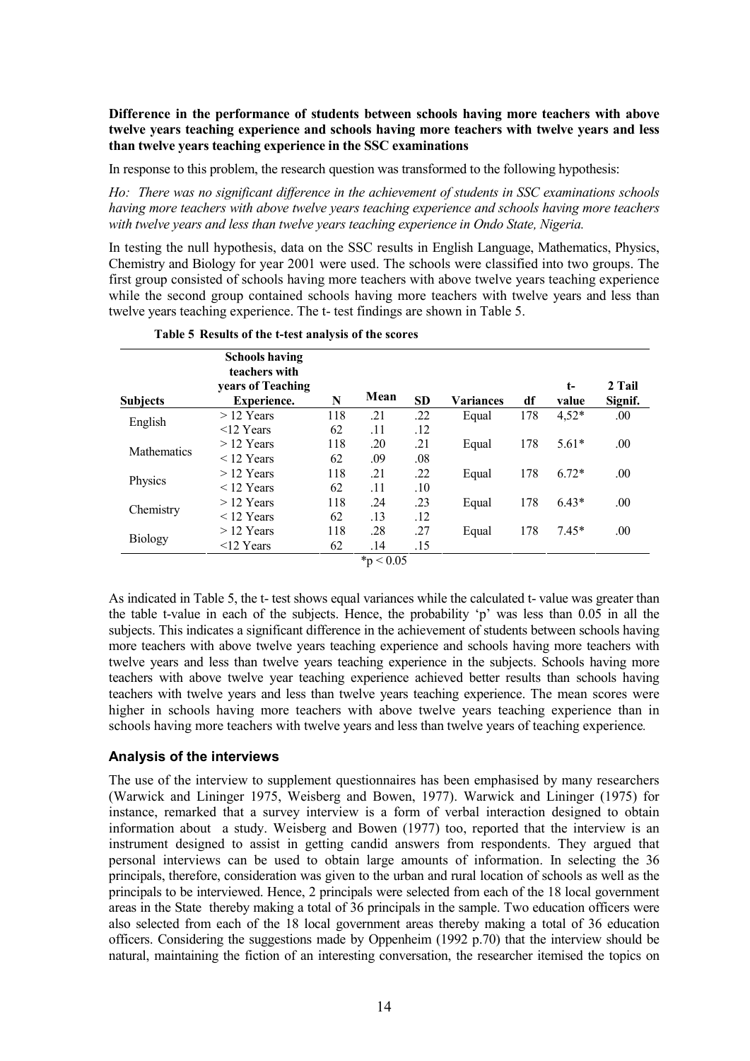**Difference in the performance of students between schools having more teachers with above twelve years teaching experience and schools having more teachers with twelve years and less than twelve years teaching experience in the SSC examinations**

In response to this problem, the research question was transformed to the following hypothesis:

*Ho: There was no significant difference in the achievement of students in SSC examinations schools having more teachers with above twelve years teaching experience and schools having more teachers with twelve years and less than twelve years teaching experience in Ondo State, Nigeria.*

In testing the null hypothesis, data on the SSC results in English Language, Mathematics, Physics, Chemistry and Biology for year 2001 were used. The schools were classified into two groups. The first group consisted of schools having more teachers with above twelve years teaching experience while the second group contained schools having more teachers with twelve years and less than twelve years teaching experience. The t- test findings are shown in Table 5.

**Table 5 Results of the t-test analysis of the scores**

| Subjects | Schools having teachers with years of Teaching Experience. | N | Mean | SD | Variances | df | t-value | 2 Tail Signif. |
|---|---|---|---|---|---|---|---|---|
| English | > 12 Years | 118 | .21 | .22 | Equal | 178 | 4,52* | .00 |
| | <12 Years | 62 | .11 | .12 | | | | |
| Mathematics | > 12 Years | 118 | .20 | .21 | Equal | 178 | 5.61* | .00 |
| | < 12 Years | 62 | .09 | .08 | | | | |
| Physics | > 12 Years | 118 | .21 | .22 | Equal | 178 | 6.72* | .00 |
| | < 12 Years | 62 | .11 | .10 | | | | |
| Chemistry | > 12 Years | 118 | .24 | .23 | Equal | 178 | 6.43* | .00 |
| | < 12 Years | 62 | .13 | .12 | | | | |
| Biology | > 12 Years | 118 | .28 | .27 | Equal | 178 | 7.45* | .00 |
| | <12 Years | 62 | .14 | .15 | | | | |

*$p < 0.05$

As indicated in Table 5, the t- test shows equal variances while the calculated t- value was greater than the table t-value in each of the subjects. Hence, the probability 'p' was less than 0.05 in all the subjects. This indicates a significant difference in the achievement of students between schools having more teachers with above twelve years teaching experience and schools having more teachers with twelve years and less than twelve years teaching experience in the subjects. Schools having more teachers with above twelve year teaching experience achieved better results than schools having teachers with twelve years and less than twelve years teaching experience. The mean scores were higher in schools having more teachers with above twelve years teaching experience than in schools having more teachers with twelve years and less than twelve years of teaching experience.

### Analysis of the interviews

The use of the interview to supplement questionnaires has been emphasised by many researchers (Warwick and Lininger 1975, Weisberg and Bowen, 1977). Warwick and Lininger (1975) for instance, remarked that a survey interview is a form of verbal interaction designed to obtain information about a study. Weisberg and Bowen (1977) too, reported that the interview is an instrument designed to assist in getting candid answers from respondents. They argued that personal interviews can be used to obtain large amounts of information. In selecting the 36 principals, therefore, consideration was given to the urban and rural location of schools as well as the principals to be interviewed. Hence, 2 principals were selected from each of the 18 local government areas in the State thereby making a total of 36 principals in the sample. Two education officers were also selected from each of the 18 local government areas thereby making a total of 36 education officers. Considering the suggestions made by Oppenheim (1992 p.70) that the interview should be natural, maintaining the fiction of an interesting conversation, the researcher itemised the topics on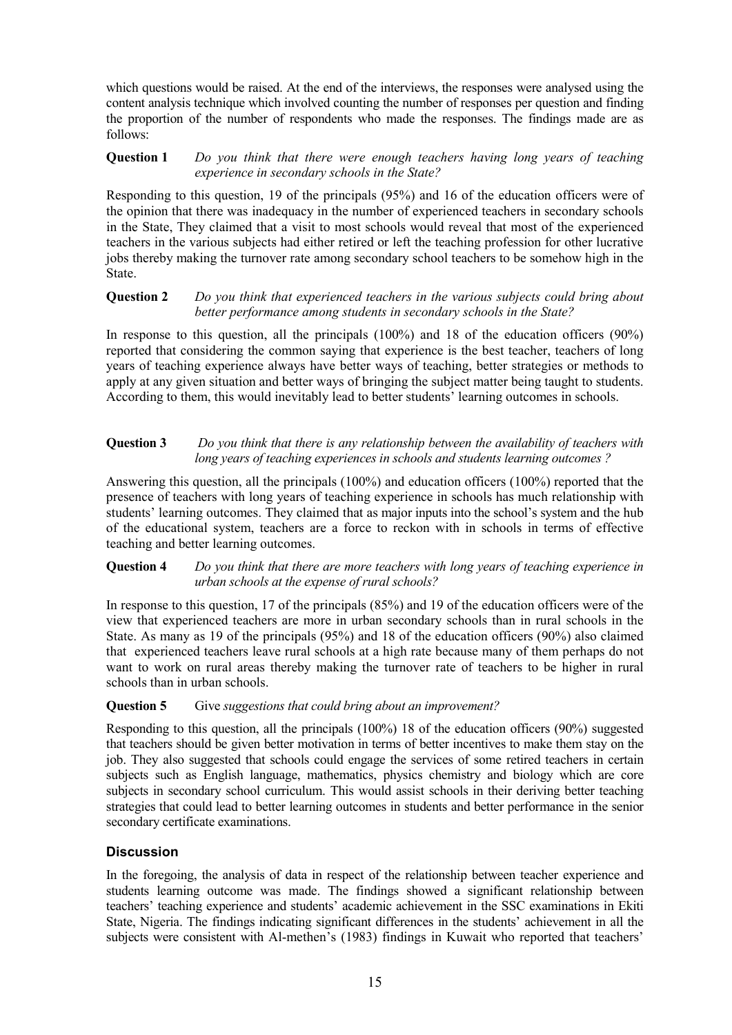which questions would be raised. At the end of the interviews, the responses were analysed using the content analysis technique which involved counting the number of responses per question and finding the proportion of the number of respondents who made the responses. The findings made are as follows:

**Question 1** *Do you think that there were enough teachers having long years of teaching experience in secondary schools in the State?*

Responding to this question, 19 of the principals (95%) and 16 of the education officers were of the opinion that there was inadequacy in the number of experienced teachers in secondary schools in the State, They claimed that a visit to most schools would reveal that most of the experienced teachers in the various subjects had either retired or left the teaching profession for other lucrative jobs thereby making the turnover rate among secondary school teachers to be somehow high in the State.

**Question 2** *Do you think that experienced teachers in the various subjects could bring about better performance among students in secondary schools in the State?*

In response to this question, all the principals (100%) and 18 of the education officers (90%) reported that considering the common saying that experience is the best teacher, teachers of long years of teaching experience always have better ways of teaching, better strategies or methods to apply at any given situation and better ways of bringing the subject matter being taught to students. According to them, this would inevitably lead to better students' learning outcomes in schools.

**Question 3** *Do you think that there is any relationship between the availability of teachers with long years of teaching experiences in schools and students learning outcomes ?*

Answering this question, all the principals (100%) and education officers (100%) reported that the presence of teachers with long years of teaching experience in schools has much relationship with students' learning outcomes. They claimed that as major inputs into the school's system and the hub of the educational system, teachers are a force to reckon with in schools in terms of effective teaching and better learning outcomes.

**Question 4** *Do you think that there are more teachers with long years of teaching experience in urban schools at the expense of rural schools?*

In response to this question, 17 of the principals (85%) and 19 of the education officers were of the view that experienced teachers are more in urban secondary schools than in rural schools in the State. As many as 19 of the principals (95%) and 18 of the education officers (90%) also claimed that experienced teachers leave rural schools at a high rate because many of them perhaps do not want to work on rural areas thereby making the turnover rate of teachers to be higher in rural schools than in urban schools.

**Question 5** Give *suggestions that could bring about an improvement?*

Responding to this question, all the principals (100%) 18 of the education officers (90%) suggested that teachers should be given better motivation in terms of better incentives to make them stay on the job. They also suggested that schools could engage the services of some retired teachers in certain subjects such as English language, mathematics, physics chemistry and biology which are core subjects in secondary school curriculum. This would assist schools in their deriving better teaching strategies that could lead to better learning outcomes in students and better performance in the senior secondary certificate examinations.

## Discussion

In the foregoing, the analysis of data in respect of the relationship between teacher experience and students learning outcome was made. The findings showed a significant relationship between teachers' teaching experience and students' academic achievement in the SSC examinations in Ekiti State, Nigeria. The findings indicating significant differences in the students' achievement in all the subjects were consistent with Al-methen's (1983) findings in Kuwait who reported that teachers'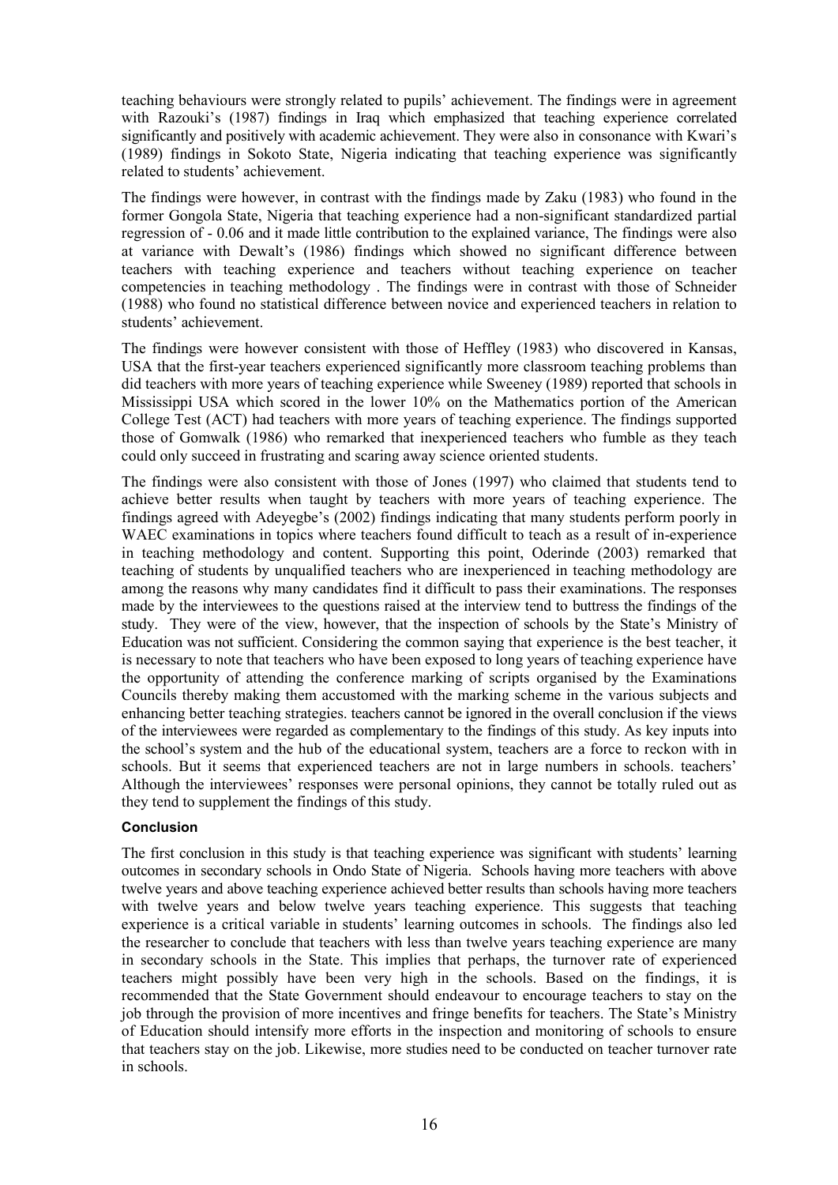teaching behaviours were strongly related to pupils' achievement. The findings were in agreement with Razouki's (1987) findings in Iraq which emphasized that teaching experience correlated significantly and positively with academic achievement. They were also in consonance with Kwari's (1989) findings in Sokoto State, Nigeria indicating that teaching experience was significantly related to students' achievement.

The findings were however, in contrast with the findings made by Zaku (1983) who found in the former Gongola State, Nigeria that teaching experience had a non-significant standardized partial regression of - 0.06 and it made little contribution to the explained variance, The findings were also at variance with Dewalt's (1986) findings which showed no significant difference between teachers with teaching experience and teachers without teaching experience on teacher competencies in teaching methodology . The findings were in contrast with those of Schneider (1988) who found no statistical difference between novice and experienced teachers in relation to students' achievement.

The findings were however consistent with those of Heffley (1983) who discovered in Kansas, USA that the first-year teachers experienced significantly more classroom teaching problems than did teachers with more years of teaching experience while Sweeney (1989) reported that schools in Mississippi USA which scored in the lower 10% on the Mathematics portion of the American College Test (ACT) had teachers with more years of teaching experience. The findings supported those of Gomwalk (1986) who remarked that inexperienced teachers who fumble as they teach could only succeed in frustrating and scaring away science oriented students.

The findings were also consistent with those of Jones (1997) who claimed that students tend to achieve better results when taught by teachers with more years of teaching experience. The findings agreed with Adeyegbe's (2002) findings indicating that many students perform poorly in WAEC examinations in topics where teachers found difficult to teach as a result of in-experience in teaching methodology and content. Supporting this point, Oderinde (2003) remarked that teaching of students by unqualified teachers who are inexperienced in teaching methodology are among the reasons why many candidates find it difficult to pass their examinations. The responses made by the interviewees to the questions raised at the interview tend to buttress the findings of the study. They were of the view, however, that the inspection of schools by the State's Ministry of Education was not sufficient. Considering the common saying that experience is the best teacher, it is necessary to note that teachers who have been exposed to long years of teaching experience have the opportunity of attending the conference marking of scripts organised by the Examinations Councils thereby making them accustomed with the marking scheme in the various subjects and enhancing better teaching strategies. teachers cannot be ignored in the overall conclusion if the views of the interviewees were regarded as complementary to the findings of this study. As key inputs into the school's system and the hub of the educational system, teachers are a force to reckon with in schools. But it seems that experienced teachers are not in large numbers in schools. teachers' Although the interviewees' responses were personal opinions, they cannot be totally ruled out as they tend to supplement the findings of this study.

## Conclusion

The first conclusion in this study is that teaching experience was significant with students' learning outcomes in secondary schools in Ondo State of Nigeria. Schools having more teachers with above twelve years and above teaching experience achieved better results than schools having more teachers with twelve years and below twelve years teaching experience. This suggests that teaching experience is a critical variable in students' learning outcomes in schools. The findings also led the researcher to conclude that teachers with less than twelve years teaching experience are many in secondary schools in the State. This implies that perhaps, the turnover rate of experienced teachers might possibly have been very high in the schools. Based on the findings, it is recommended that the State Government should endeavour to encourage teachers to stay on the job through the provision of more incentives and fringe benefits for teachers. The State's Ministry of Education should intensify more efforts in the inspection and monitoring of schools to ensure that teachers stay on the job. Likewise, more studies need to be conducted on teacher turnover rate in schools.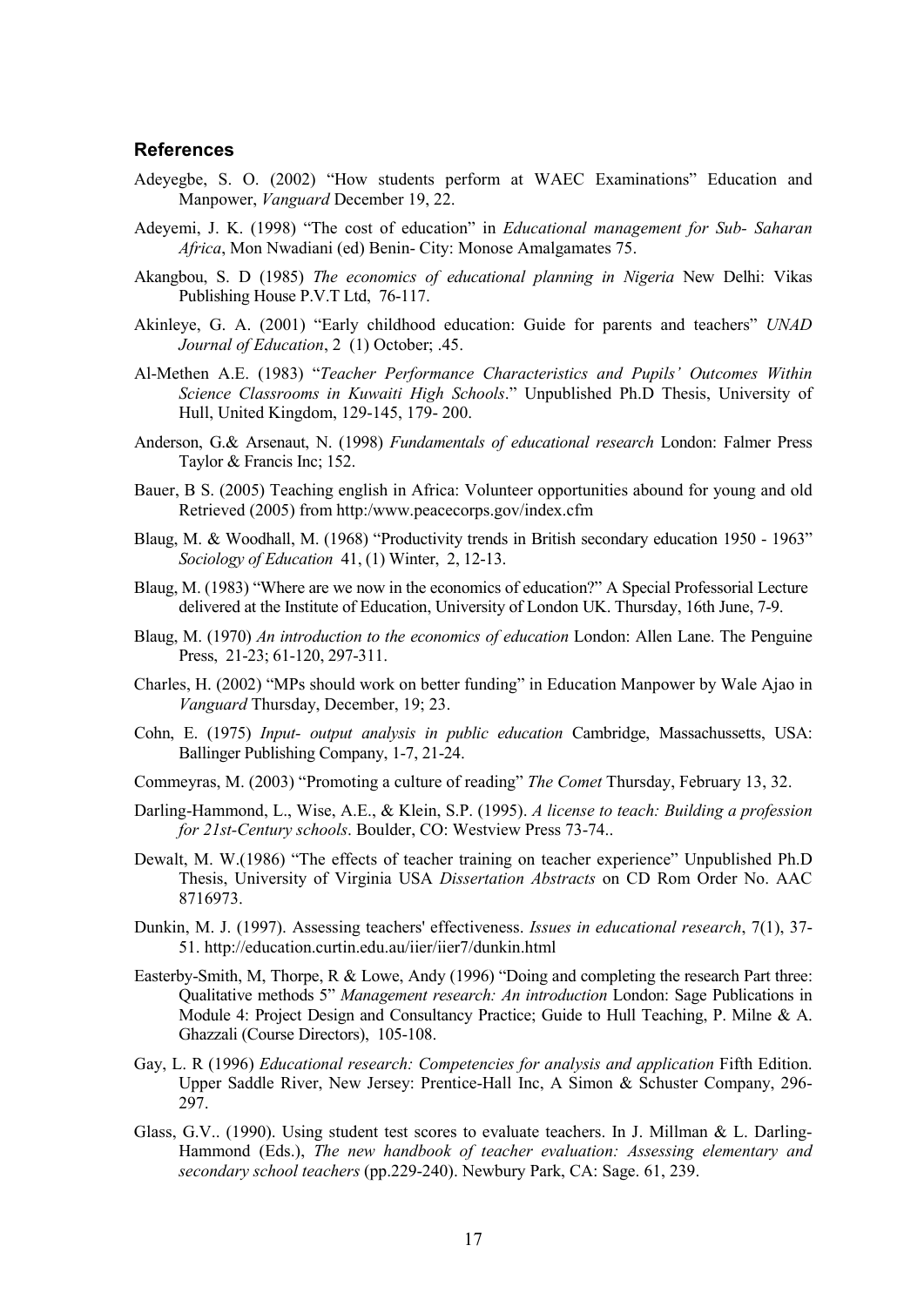## References

Adeyegbe, S. O. (2002) "How students perform at WAEC Examinations" Education and Manpower, *Vanguard* December 19, 22.

Adeyemi, J. K. (1998) "The cost of education" in *Educational management for Sub- Saharan Africa*, Mon Nwadiani (ed) Benin- City: Monose Amalgamates 75.

Akangbou, S. D (1985) *The economics of educational planning in Nigeria* New Delhi: Vikas Publishing House P.V.T Ltd, 76-117.

Akinleye, G. A. (2001) "Early childhood education: Guide for parents and teachers" *UNAD Journal of Education*, 2 (1) October; .45.

Al-Methen A.E. (1983) "*Teacher Performance Characteristics and Pupils' Outcomes Within Science Classrooms in Kuwaiti High Schools*." Unpublished Ph.D Thesis, University of Hull, United Kingdom, 129-145, 179- 200.

Anderson, G.& Arsenaut, N. (1998) *Fundamentals of educational research* London: Falmer Press Taylor & Francis Inc; 152.

Bauer, B S. (2005) Teaching english in Africa: Volunteer opportunities abound for young and old Retrieved (2005) from http:/www.peacecorps.gov/index.cfm

Blaug, M. & Woodhall, M. (1968) "Productivity trends in British secondary education 1950 - 1963" *Sociology of Education* 41, (1) Winter, 2, 12-13.

Blaug, M. (1983) "Where are we now in the economics of education?" A Special Professorial Lecture delivered at the Institute of Education, University of London UK. Thursday, 16th June, 7-9.

Blaug, M. (1970) *An introduction to the economics of education* London: Allen Lane. The Penguine Press, 21-23; 61-120, 297-311.

Charles, H. (2002) "MPs should work on better funding" in Education Manpower by Wale Ajao in *Vanguard* Thursday, December, 19; 23.

Cohn, E. (1975) *Input- output analysis in public education* Cambridge, Massachussetts, USA: Ballinger Publishing Company, 1-7, 21-24.

Commeyras, M. (2003) "Promoting a culture of reading" *The Comet* Thursday, February 13, 32.

Darling-Hammond, L., Wise, A.E., & Klein, S.P. (1995). *A license to teach: Building a profession for 21st-Century schools*. Boulder, CO: Westview Press 73-74..

Dewalt, M. W.(1986) "The effects of teacher training on teacher experience" Unpublished Ph.D Thesis, University of Virginia USA *Dissertation Abstracts* on CD Rom Order No. AAC 8716973.

Dunkin, M. J. (1997). Assessing teachers' effectiveness. *Issues in educational research*, 7(1), 37-51. http://education.curtin.edu.au/iier/iier7/dunkin.html

Easterby-Smith, M, Thorpe, R & Lowe, Andy (1996) "Doing and completing the research Part three: Qualitative methods 5" *Management research: An introduction* London: Sage Publications in Module 4: Project Design and Consultancy Practice; Guide to Hull Teaching, P. Milne & A. Ghazzali (Course Directors), 105-108.

Gay, L. R (1996) *Educational research: Competencies for analysis and application* Fifth Edition. Upper Saddle River, New Jersey: Prentice-Hall Inc, A Simon & Schuster Company, 296-297.

Glass, G.V.. (1990). Using student test scores to evaluate teachers. In J. Millman & L. Darling-Hammond (Eds.), *The new handbook of teacher evaluation: Assessing elementary and secondary school teachers* (pp.229-240). Newbury Park, CA: Sage. 61, 239.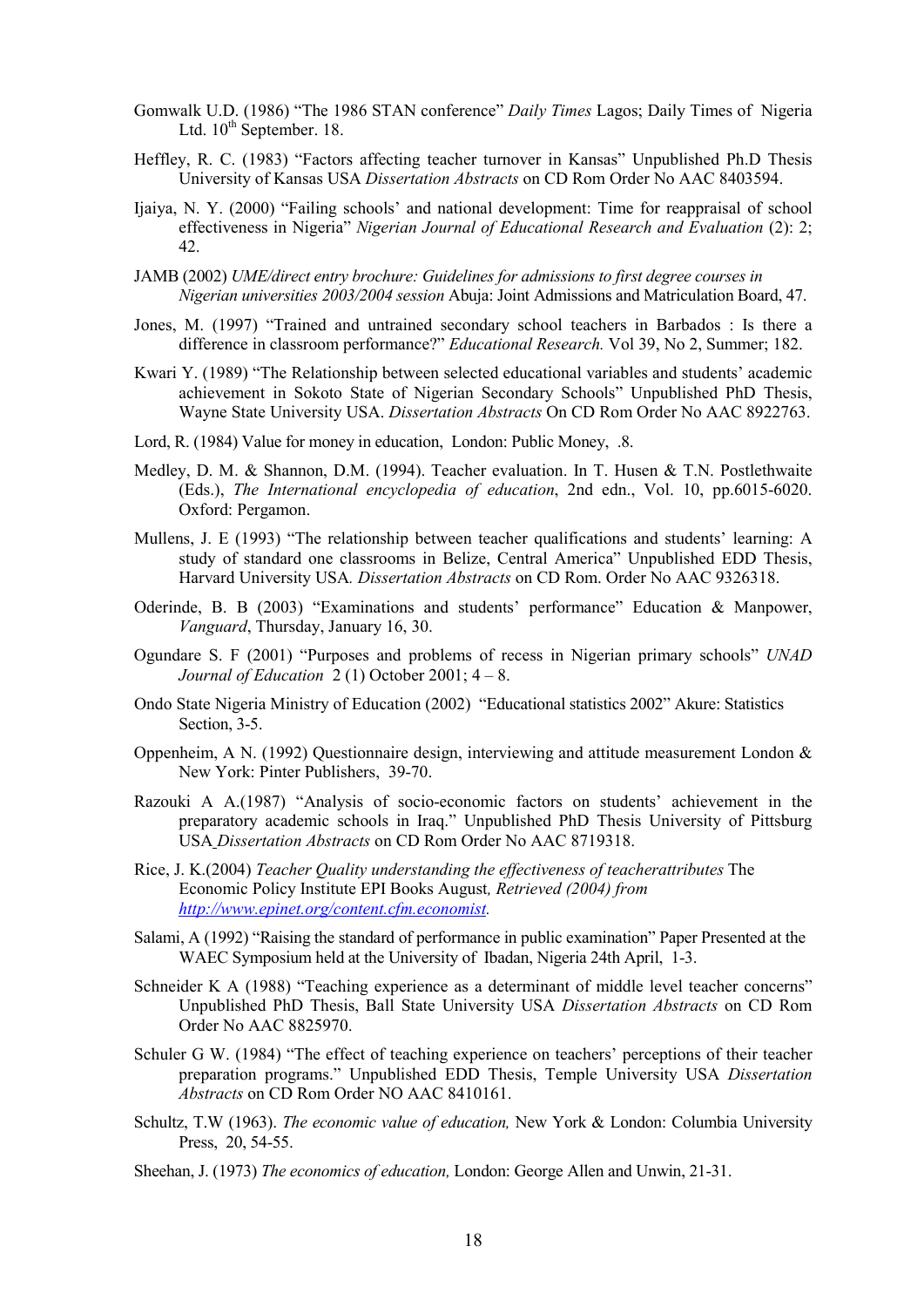Gomwalk U.D. (1986) "The 1986 STAN conference" *Daily Times* Lagos; Daily Times of Nigeria Ltd. 10th September. 18.

Heffley, R. C. (1983) "Factors affecting teacher turnover in Kansas" Unpublished Ph.D Thesis University of Kansas USA *Dissertation Abstracts* on CD Rom Order No AAC 8403594.

Ijaiya, N. Y. (2000) "Failing schools' and national development: Time for reappraisal of school effectiveness in Nigeria" *Nigerian Journal of Educational Research and Evaluation* (2): 2; 42.

JAMB (2002) *UME/direct entry brochure: Guidelines for admissions to first degree courses in Nigerian universities 2003/2004 session* Abuja: Joint Admissions and Matriculation Board, 47.

Jones, M. (1997) "Trained and untrained secondary school teachers in Barbados : Is there a difference in classroom performance?" *Educational Research.* Vol 39, No 2, Summer; 182.

Kwari Y. (1989) "The Relationship between selected educational variables and students' academic achievement in Sokoto State of Nigerian Secondary Schools" Unpublished PhD Thesis, Wayne State University USA. *Dissertation Abstracts* On CD Rom Order No AAC 8922763.

Lord, R. (1984) Value for money in education, London: Public Money, .8.

Medley, D. M. & Shannon, D.M. (1994). Teacher evaluation. In T. Husen & T.N. Postlethwaite (Eds.), *The International encyclopedia of education*, 2nd edn., Vol. 10, pp.6015-6020. Oxford: Pergamon.

Mullens, J. E (1993) "The relationship between teacher qualifications and students' learning: A study of standard one classrooms in Belize, Central America" Unpublished EDD Thesis, Harvard University USA*. Dissertation Abstracts* on CD Rom. Order No AAC 9326318.

Oderinde, B. B (2003) "Examinations and students' performance" Education & Manpower, *Vanguard*, Thursday, January 16, 30.

Ogundare S. F (2001) "Purposes and problems of recess in Nigerian primary schools" *UNAD Journal of Education* 2 (1) October 2001; 4 – 8.

Ondo State Nigeria Ministry of Education (2002) "Educational statistics 2002" Akure: Statistics Section, 3-5.

Oppenheim, A N. (1992) Questionnaire design, interviewing and attitude measurement London & New York: Pinter Publishers, 39-70.

Razouki A A.(1987) "Analysis of socio-economic factors on students' achievement in the preparatory academic schools in Iraq." Unpublished PhD Thesis University of Pittsburg USA *Dissertation Abstracts* on CD Rom Order No AAC 8719318.

Rice, J. K.(2004) *Teacher Quality understanding the effectiveness of teacherattributes* The Economic Policy Institute EPI Books August*, Retrieved (2004) from http://www.epinet.org/content.cfm.economist.*

Salami, A (1992) "Raising the standard of performance in public examination" Paper Presented at the WAEC Symposium held at the University of Ibadan, Nigeria 24th April, 1-3.

Schneider K A (1988) "Teaching experience as a determinant of middle level teacher concerns" Unpublished PhD Thesis, Ball State University USA *Dissertation Abstracts* on CD Rom Order No AAC 8825970.

Schuler G W. (1984) "The effect of teaching experience on teachers' perceptions of their teacher preparation programs." Unpublished EDD Thesis, Temple University USA *Dissertation Abstracts* on CD Rom Order NO AAC 8410161.

Schultz, T.W (1963). *The economic value of education,* New York & London: Columbia University Press, 20, 54-55.

Sheehan, J. (1973) *The economics of education,* London: George Allen and Unwin, 21-31.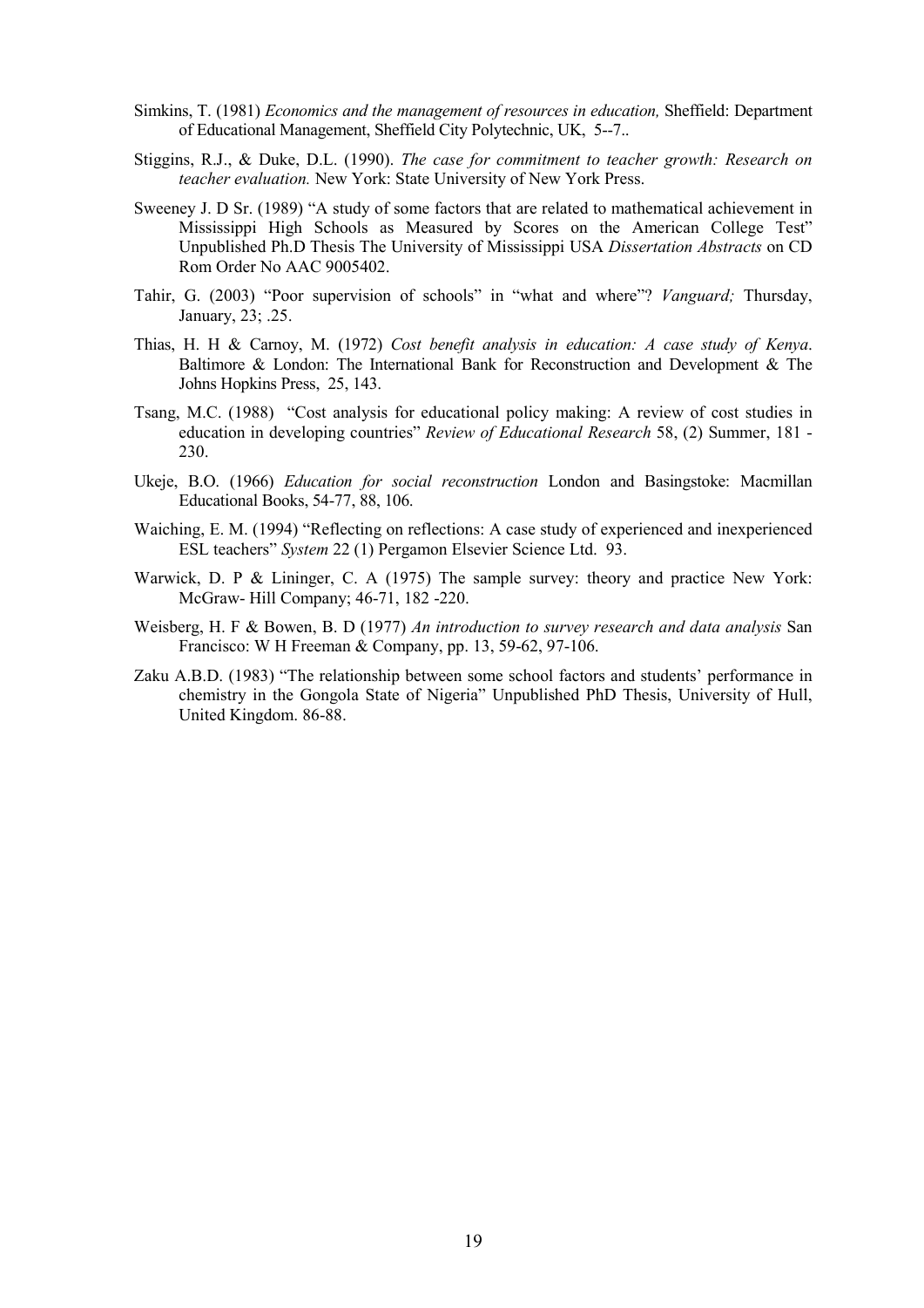Simkins, T. (1981) *Economics and the management of resources in education,* Sheffield: Department of Educational Management, Sheffield City Polytechnic, UK, 5--7..

Stiggins, R.J., & Duke, D.L. (1990). *The case for commitment to teacher growth: Research on teacher evaluation.* New York: State University of New York Press.

Sweeney J. D Sr. (1989) "A study of some factors that are related to mathematical achievement in Mississippi High Schools as Measured by Scores on the American College Test" Unpublished Ph.D Thesis The University of Mississippi USA *Dissertation Abstracts* on CD Rom Order No AAC 9005402.

Tahir, G. (2003) "Poor supervision of schools" in "what and where"? *Vanguard;* Thursday, January, 23; .25.

Thias, H. H & Carnoy, M. (1972) *Cost benefit analysis in education: A case study of Kenya*. Baltimore & London: The International Bank for Reconstruction and Development & The Johns Hopkins Press, 25, 143.

Tsang, M.C. (1988) "Cost analysis for educational policy making: A review of cost studies in education in developing countries" *Review of Educational Research* 58, (2) Summer, 181 - 230.

Ukeje, B.O. (1966) *Education for social reconstruction* London and Basingstoke: Macmillan Educational Books, 54-77, 88, 106.

Waiching, E. M. (1994) "Reflecting on reflections: A case study of experienced and inexperienced ESL teachers" *System* 22 (1) Pergamon Elsevier Science Ltd. 93.

Warwick, D. P & Lininger, C. A (1975) The sample survey: theory and practice New York: McGraw- Hill Company; 46-71, 182 -220.

Weisberg, H. F & Bowen, B. D (1977) *An introduction to survey research and data analysis* San Francisco: W H Freeman & Company, pp. 13, 59-62, 97-106.

Zaku A.B.D. (1983) "The relationship between some school factors and students' performance in chemistry in the Gongola State of Nigeria" Unpublished PhD Thesis, University of Hull, United Kingdom. 86-88.